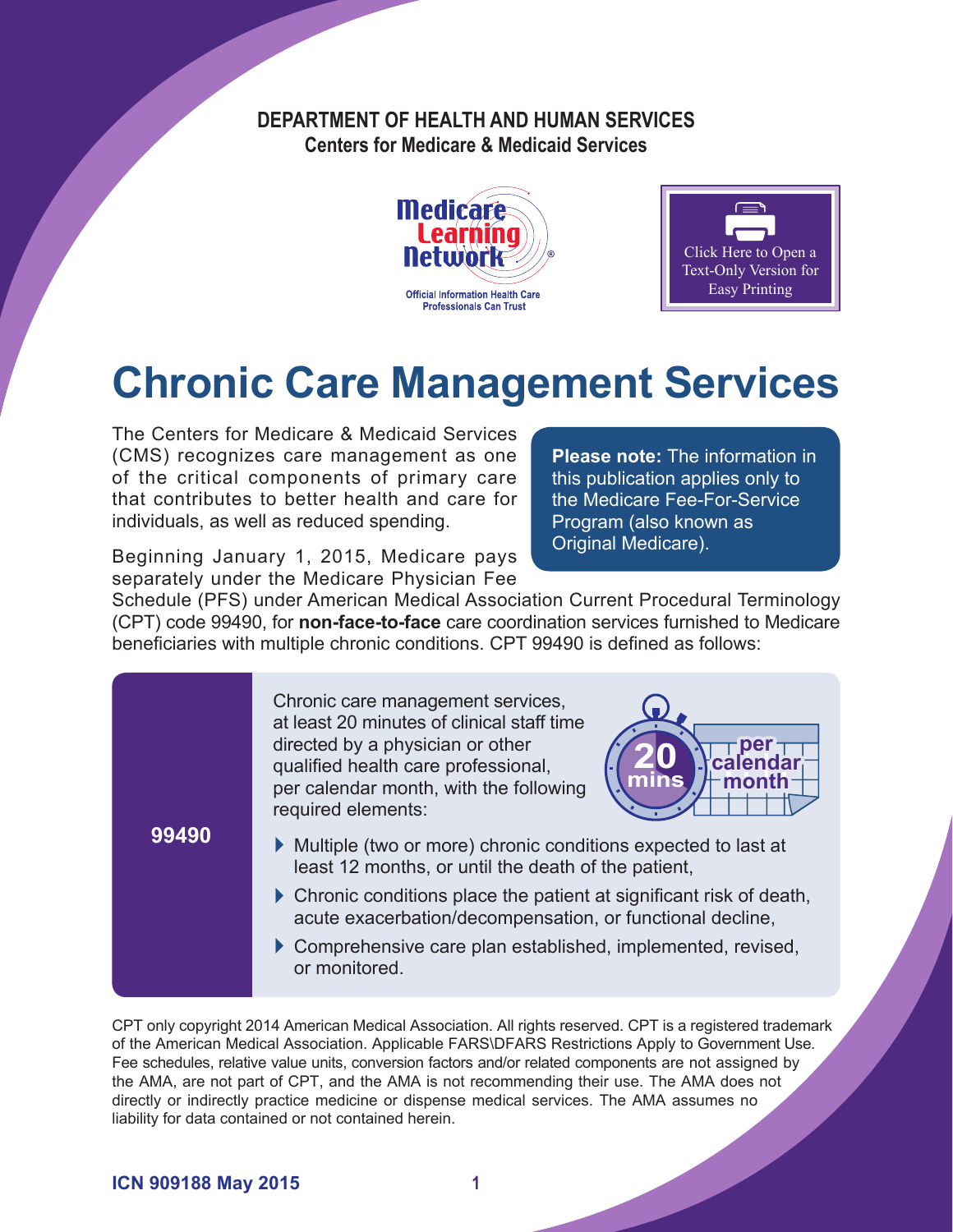**DEPARTMENT OF HEALTH AND HUMAN SERVICES**
**Centers for Medicare & Medicaid Services**

Medicare Learning Network®
Official Information Health Care Professionals Can Trust

Click Here to Open a Text-Only Version for Easy Printing

# Chronic Care Management Services

The Centers for Medicare & Medicaid Services (CMS) recognizes care management as one of the critical components of primary care that contributes to better health and care for individuals, as well as reduced spending.

> **Please note:** The information in this publication applies only to the Medicare Fee-For-Service Program (also known as Original Medicare).

Beginning January 1, 2015, Medicare pays separately under the Medicare Physician Fee Schedule (PFS) under American Medical Association Current Procedural Terminology (CPT) code 99490, for **non-face-to-face** care coordination services furnished to Medicare beneficiaries with multiple chronic conditions. CPT 99490 is defined as follows:

| Code | Definition |
| --- | --- |
| **99490** | Chronic care management services, at least 20 minutes of clinical staff time directed by a physician or other qualified health care professional, per calendar month, with the following required elements:<br>▸ Multiple (two or more) chronic conditions expected to last at least 12 months, or until the death of the patient,<br>▸ Chronic conditions place the patient at significant risk of death, acute exacerbation/decompensation, or functional decline,<br>▸ Comprehensive care plan established, implemented, revised, or monitored. |

20 mins per calendar month

CPT only copyright 2014 American Medical Association. All rights reserved. CPT is a registered trademark of the American Medical Association. Applicable FARS\DFARS Restrictions Apply to Government Use. Fee schedules, relative value units, conversion factors and/or related components are not assigned by the AMA, are not part of CPT, and the AMA is not recommending their use. The AMA does not directly or indirectly practice medicine or dispense medical services. The AMA assumes no liability for data contained or not contained herein.

ICN 909188 May 2015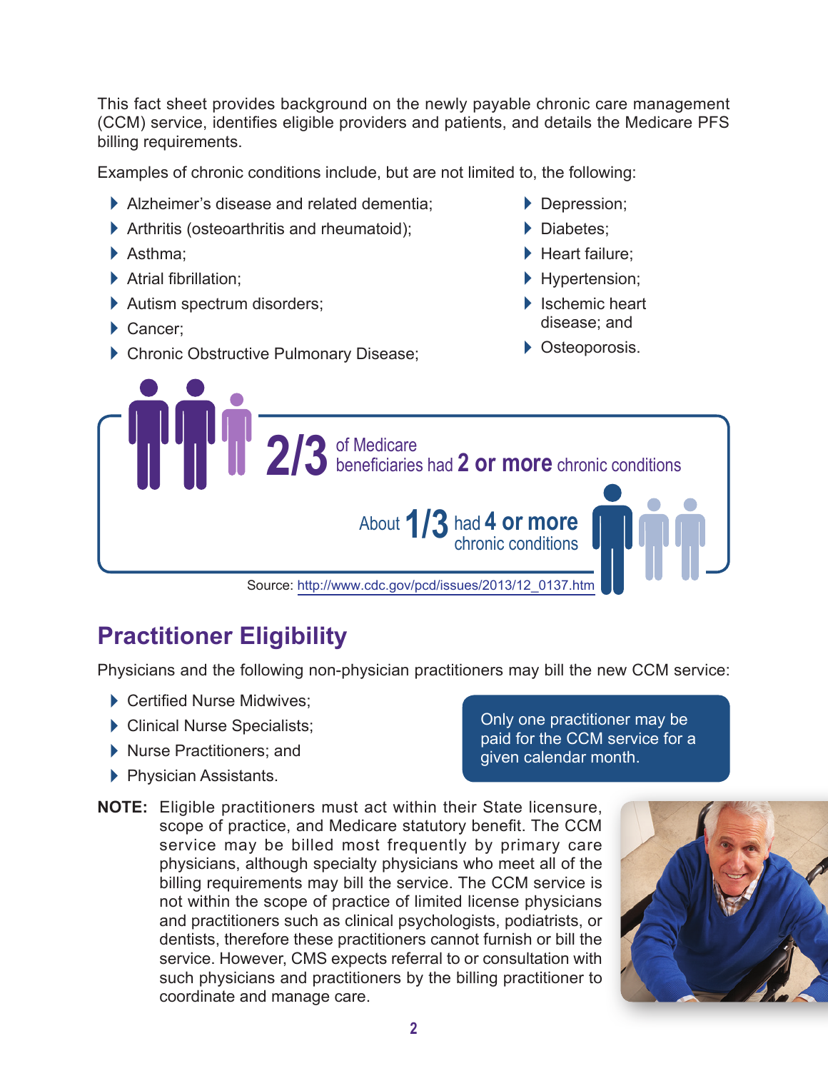This fact sheet provides background on the newly payable chronic care management (CCM) service, identifies eligible providers and patients, and details the Medicare PFS billing requirements.

Examples of chronic conditions include, but are not limited to, the following:

- Alzheimer's disease and related dementia;
- Arthritis (osteoarthritis and rheumatoid);
- Asthma;
- Atrial fibrillation;
- Autism spectrum disorders;
- Cancer;
- Chronic Obstructive Pulmonary Disease;
- Depression;
- Diabetes;
- Heart failure;
- Hypertension;
- Ischemic heart disease; and
- Osteoporosis.

**2/3** of Medicare beneficiaries had **2 or more** chronic conditions

About **1/3** had **4 or more** chronic conditions

Source: http://www.cdc.gov/pcd/issues/2013/12_0137.htm

## Practitioner Eligibility

Physicians and the following non-physician practitioners may bill the new CCM service:

- Certified Nurse Midwives;
- Clinical Nurse Specialists;
- Nurse Practitioners; and
- Physician Assistants.

Only one practitioner may be paid for the CCM service for a given calendar month.

**NOTE:** Eligible practitioners must act within their State licensure, scope of practice, and Medicare statutory benefit. The CCM service may be billed most frequently by primary care physicians, although specialty physicians who meet all of the billing requirements may bill the service. The CCM service is not within the scope of practice of limited license physicians and practitioners such as clinical psychologists, podiatrists, or dentists, therefore these practitioners cannot furnish or bill the service. However, CMS expects referral to or consultation with such physicians and practitioners by the billing practitioner to coordinate and manage care.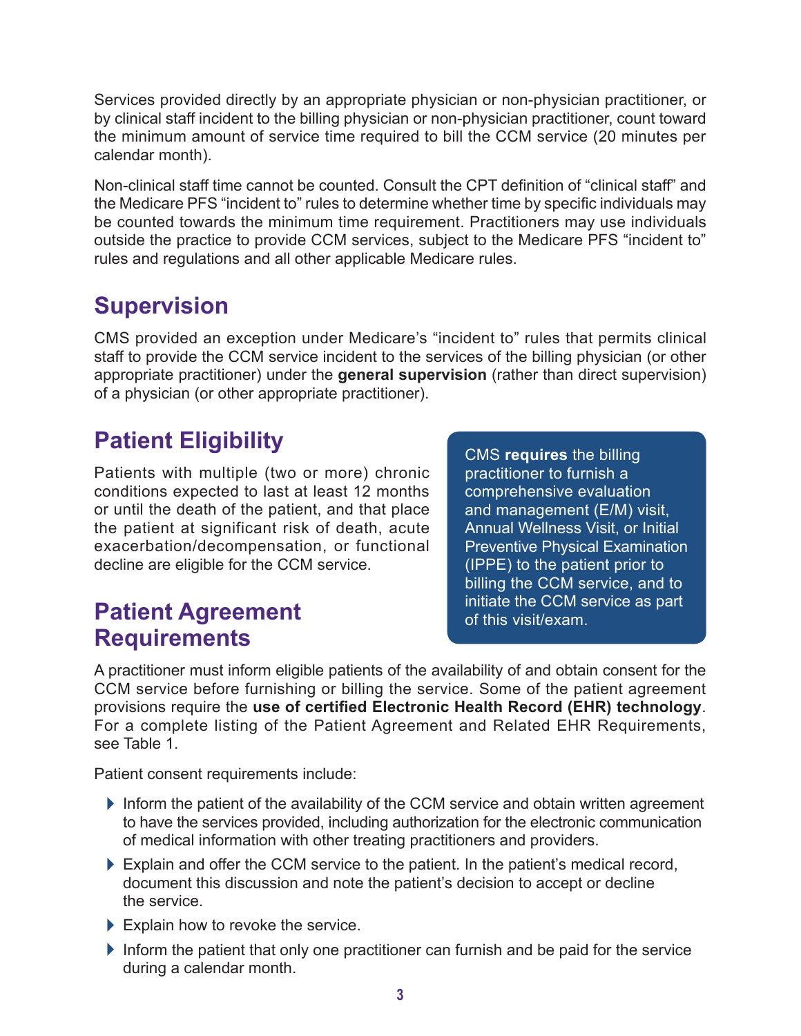Services provided directly by an appropriate physician or non-physician practitioner, or by clinical staff incident to the billing physician or non-physician practitioner, count toward the minimum amount of service time required to bill the CCM service (20 minutes per calendar month).

Non-clinical staff time cannot be counted. Consult the CPT definition of "clinical staff" and the Medicare PFS "incident to" rules to determine whether time by specific individuals may be counted towards the minimum time requirement. Practitioners may use individuals outside the practice to provide CCM services, subject to the Medicare PFS "incident to" rules and regulations and all other applicable Medicare rules.

## Supervision

CMS provided an exception under Medicare's "incident to" rules that permits clinical staff to provide the CCM service incident to the services of the billing physician (or other appropriate practitioner) under the **general supervision** (rather than direct supervision) of a physician (or other appropriate practitioner).

## Patient Eligibility

Patients with multiple (two or more) chronic conditions expected to last at least 12 months or until the death of the patient, and that place the patient at significant risk of death, acute exacerbation/decompensation, or functional decline are eligible for the CCM service.

CMS **requires** the billing practitioner to furnish a comprehensive evaluation and management (E/M) visit, Annual Wellness Visit, or Initial Preventive Physical Examination (IPPE) to the patient prior to billing the CCM service, and to initiate the CCM service as part of this visit/exam.

## Patient Agreement Requirements

A practitioner must inform eligible patients of the availability of and obtain consent for the CCM service before furnishing or billing the service. Some of the patient agreement provisions require the **use of certified Electronic Health Record (EHR) technology**. For a complete listing of the Patient Agreement and Related EHR Requirements, see Table 1.

Patient consent requirements include:

- Inform the patient of the availability of the CCM service and obtain written agreement to have the services provided, including authorization for the electronic communication of medical information with other treating practitioners and providers.
- Explain and offer the CCM service to the patient. In the patient's medical record, document this discussion and note the patient's decision to accept or decline the service.
- Explain how to revoke the service.
- Inform the patient that only one practitioner can furnish and be paid for the service during a calendar month.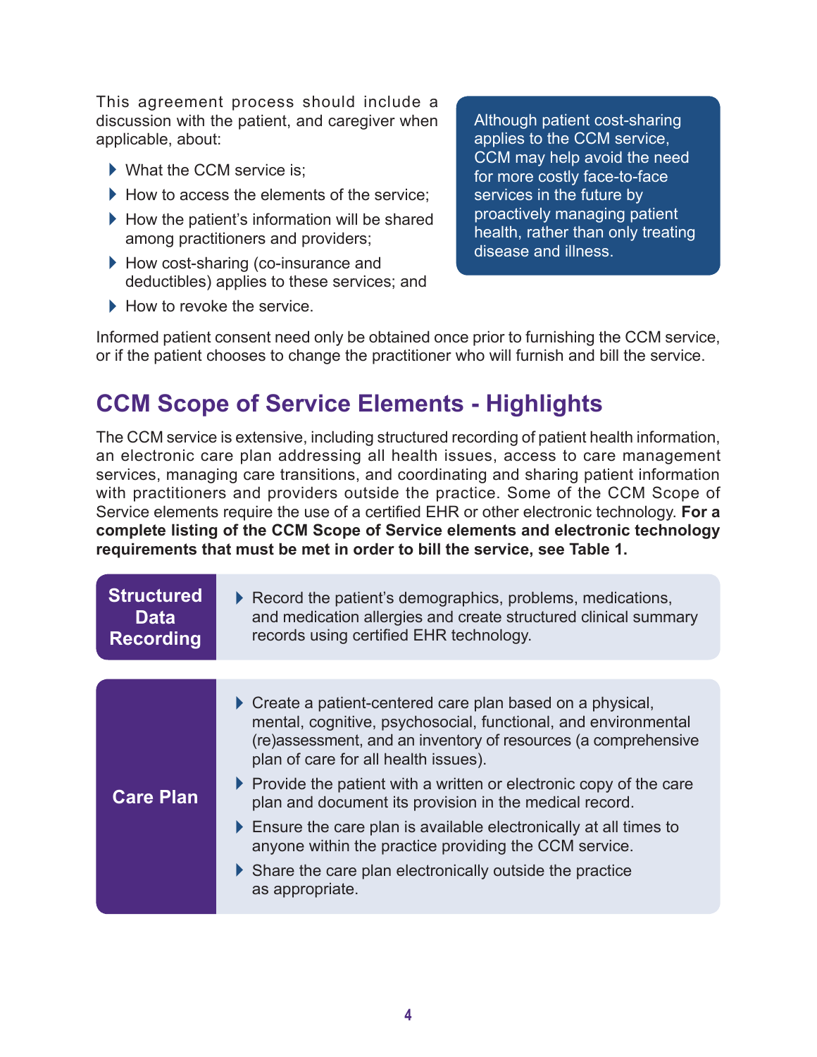This agreement process should include a discussion with the patient, and caregiver when applicable, about:

- What the CCM service is;
- How to access the elements of the service;
- How the patient's information will be shared among practitioners and providers;
- How cost-sharing (co-insurance and deductibles) applies to these services; and
- How to revoke the service.

> Although patient cost-sharing applies to the CCM service, CCM may help avoid the need for more costly face-to-face services in the future by proactively managing patient health, rather than only treating disease and illness.

Informed patient consent need only be obtained once prior to furnishing the CCM service, or if the patient chooses to change the practitioner who will furnish and bill the service.

## CCM Scope of Service Elements - Highlights

The CCM service is extensive, including structured recording of patient health information, an electronic care plan addressing all health issues, access to care management services, managing care transitions, and coordinating and sharing patient information with practitioners and providers outside the practice. Some of the CCM Scope of Service elements require the use of a certified EHR or other electronic technology. **For a complete listing of the CCM Scope of Service elements and electronic technology requirements that must be met in order to bill the service, see Table 1.**

| Element | Highlights |
|---|---|
| **Structured Data Recording** | Record the patient's demographics, problems, medications, and medication allergies and create structured clinical summary records using certified EHR technology. |
| **Care Plan** | Create a patient-centered care plan based on a physical, mental, cognitive, psychosocial, functional, and environmental (re)assessment, and an inventory of resources (a comprehensive plan of care for all health issues).<br>Provide the patient with a written or electronic copy of the care plan and document its provision in the medical record.<br>Ensure the care plan is available electronically at all times to anyone within the practice providing the CCM service.<br>Share the care plan electronically outside the practice as appropriate. |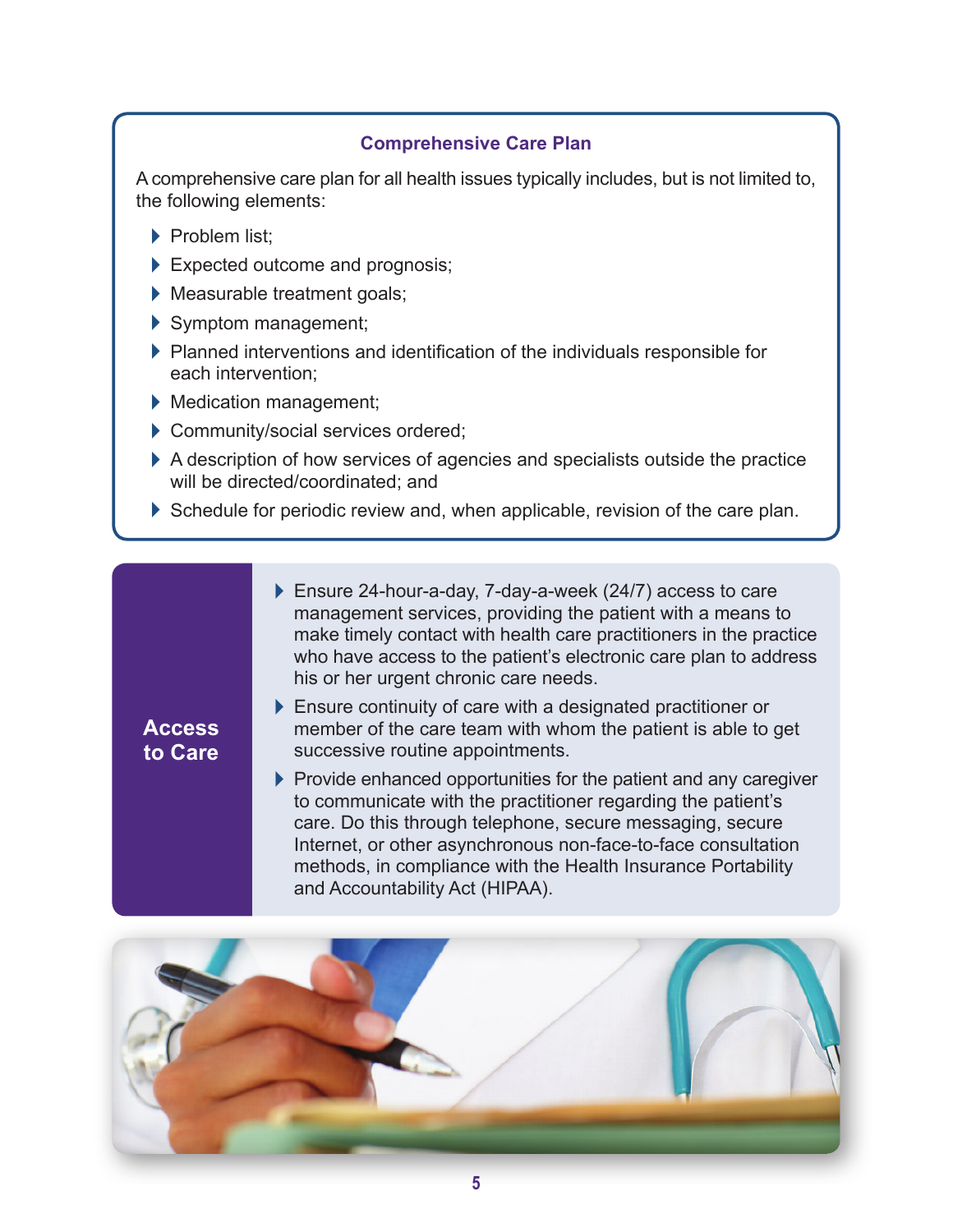### Comprehensive Care Plan

A comprehensive care plan for all health issues typically includes, but is not limited to, the following elements:

- Problem list;
- Expected outcome and prognosis;
- Measurable treatment goals;
- Symptom management;
- Planned interventions and identification of the individuals responsible for each intervention;
- Medication management;
- Community/social services ordered;
- A description of how services of agencies and specialists outside the practice will be directed/coordinated; and
- Schedule for periodic review and, when applicable, revision of the care plan.

### Access to Care

- Ensure 24-hour-a-day, 7-day-a-week (24/7) access to care management services, providing the patient with a means to make timely contact with health care practitioners in the practice who have access to the patient's electronic care plan to address his or her urgent chronic care needs.
- Ensure continuity of care with a designated practitioner or member of the care team with whom the patient is able to get successive routine appointments.
- Provide enhanced opportunities for the patient and any caregiver to communicate with the practitioner regarding the patient's care. Do this through telephone, secure messaging, secure Internet, or other asynchronous non-face-to-face consultation methods, in compliance with the Health Insurance Portability and Accountability Act (HIPAA).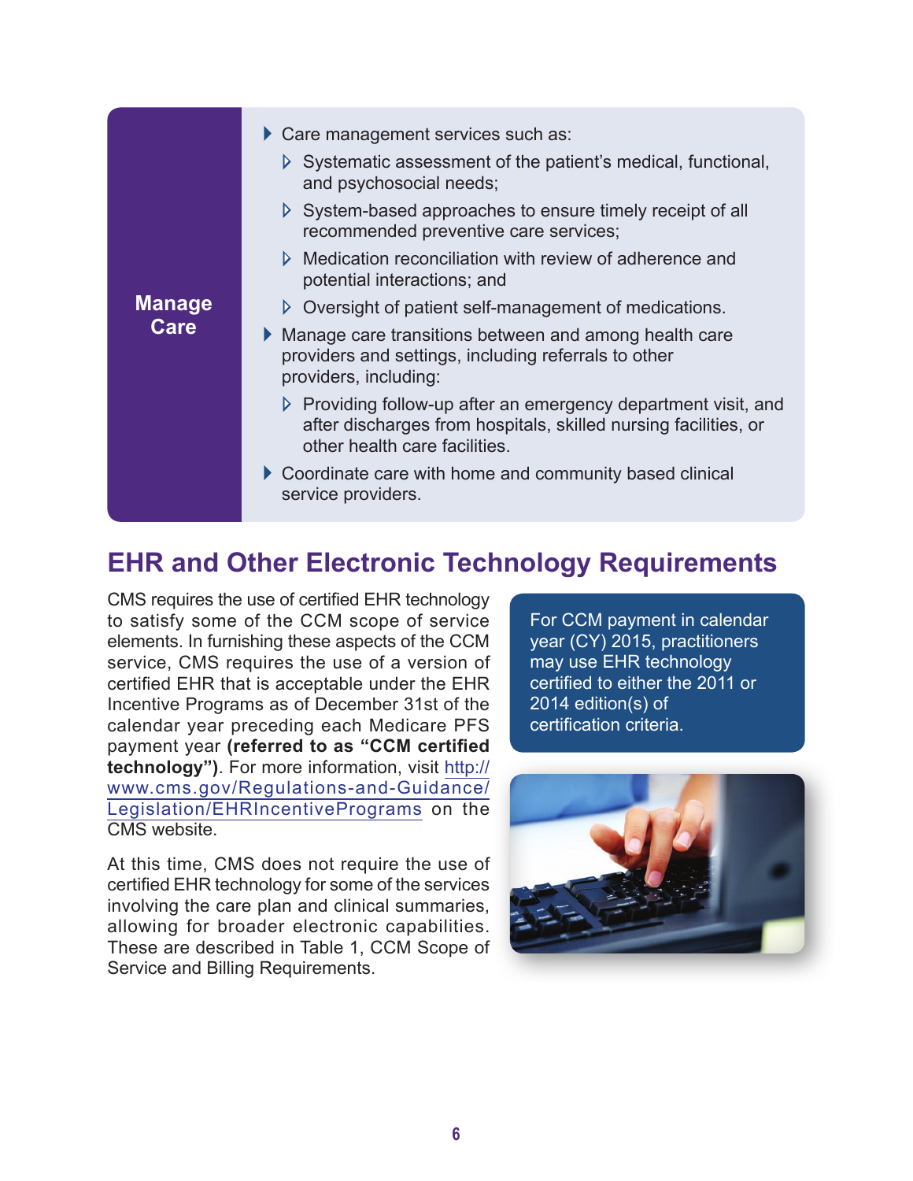| Manage Care | <ul><li>Care management services such as:<ul><li>Systematic assessment of the patient's medical, functional, and psychosocial needs;</li><li>System-based approaches to ensure timely receipt of all recommended preventive care services;</li><li>Medication reconciliation with review of adherence and potential interactions; and</li><li>Oversight of patient self-management of medications.</li></ul></li><li>Manage care transitions between and among health care providers and settings, including referrals to other providers, including:<ul><li>Providing follow-up after an emergency department visit, and after discharges from hospitals, skilled nursing facilities, or other health care facilities.</li></ul></li><li>Coordinate care with home and community based clinical service providers.</li></ul> |
|---|---|

## EHR and Other Electronic Technology Requirements

CMS requires the use of certified EHR technology to satisfy some of the CCM scope of service elements. In furnishing these aspects of the CCM service, CMS requires the use of a version of certified EHR that is acceptable under the EHR Incentive Programs as of December 31st of the calendar year preceding each Medicare PFS payment year **(referred to as "CCM certified technology")**. For more information, visit http://www.cms.gov/Regulations-and-Guidance/Legislation/EHRIncentivePrograms on the CMS website.

At this time, CMS does not require the use of certified EHR technology for some of the services involving the care plan and clinical summaries, allowing for broader electronic capabilities. These are described in Table 1, CCM Scope of Service and Billing Requirements.

For CCM payment in calendar year (CY) 2015, practitioners may use EHR technology certified to either the 2011 or 2014 edition(s) of certification criteria.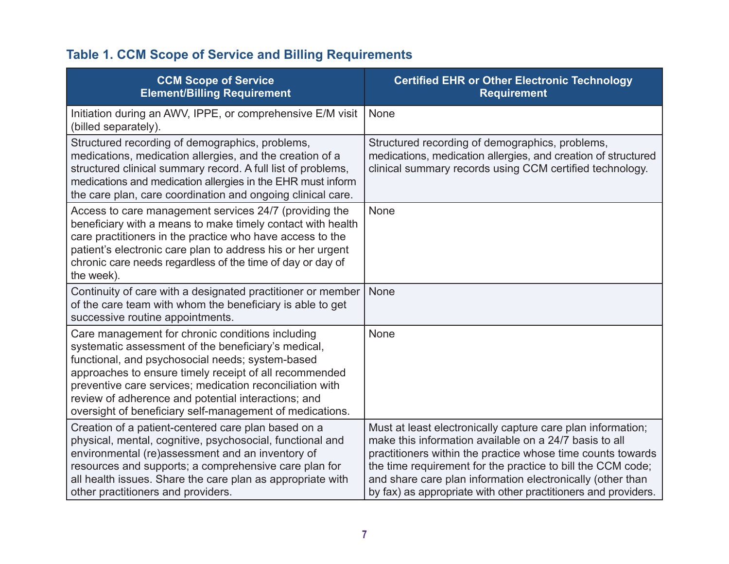### Table 1. CCM Scope of Service and Billing Requirements

| CCM Scope of Service Element/Billing Requirement | Certified EHR or Other Electronic Technology Requirement |
| --- | --- |
| Initiation during an AWV, IPPE, or comprehensive E/M visit (billed separately). | None |
| Structured recording of demographics, problems, medications, medication allergies, and the creation of a structured clinical summary record. A full list of problems, medications and medication allergies in the EHR must inform the care plan, care coordination and ongoing clinical care. | Structured recording of demographics, problems, medications, medication allergies, and creation of structured clinical summary records using CCM certified technology. |
| Access to care management services 24/7 (providing the beneficiary with a means to make timely contact with health care practitioners in the practice who have access to the patient's electronic care plan to address his or her urgent chronic care needs regardless of the time of day or day of the week). | None |
| Continuity of care with a designated practitioner or member of the care team with whom the beneficiary is able to get successive routine appointments. | None |
| Care management for chronic conditions including systematic assessment of the beneficiary's medical, functional, and psychosocial needs; system-based approaches to ensure timely receipt of all recommended preventive care services; medication reconciliation with review of adherence and potential interactions; and oversight of beneficiary self-management of medications. | None |
| Creation of a patient-centered care plan based on a physical, mental, cognitive, psychosocial, functional and environmental (re)assessment and an inventory of resources and supports; a comprehensive care plan for all health issues. Share the care plan as appropriate with other practitioners and providers. | Must at least electronically capture care plan information; make this information available on a 24/7 basis to all practitioners within the practice whose time counts towards the time requirement for the practice to bill the CCM code; and share care plan information electronically (other than by fax) as appropriate with other practitioners and providers. |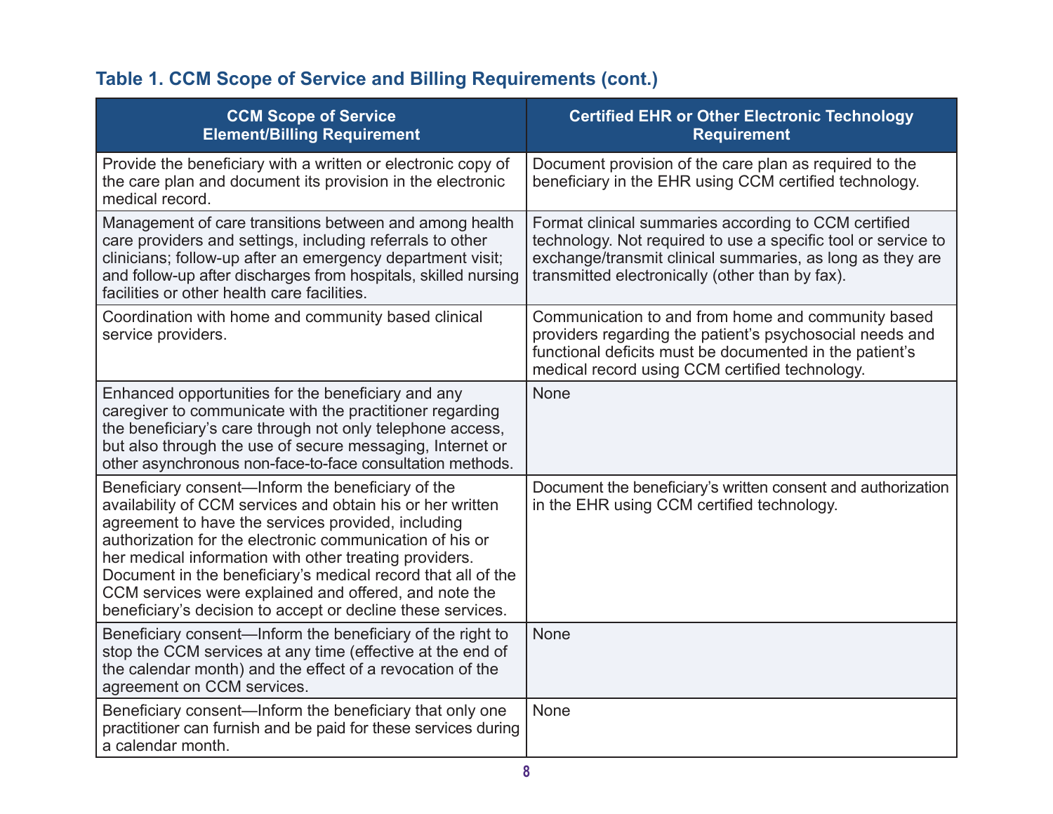### Table 1. CCM Scope of Service and Billing Requirements (cont.)

| CCM Scope of Service Element/Billing Requirement | Certified EHR or Other Electronic Technology Requirement |
| --- | --- |
| Provide the beneficiary with a written or electronic copy of the care plan and document its provision in the electronic medical record. | Document provision of the care plan as required to the beneficiary in the EHR using CCM certified technology. |
| Management of care transitions between and among health care providers and settings, including referrals to other clinicians; follow-up after an emergency department visit; and follow-up after discharges from hospitals, skilled nursing facilities or other health care facilities. | Format clinical summaries according to CCM certified technology. Not required to use a specific tool or service to exchange/transmit clinical summaries, as long as they are transmitted electronically (other than by fax). |
| Coordination with home and community based clinical service providers. | Communication to and from home and community based providers regarding the patient's psychosocial needs and functional deficits must be documented in the patient's medical record using CCM certified technology. |
| Enhanced opportunities for the beneficiary and any caregiver to communicate with the practitioner regarding the beneficiary's care through not only telephone access, but also through the use of secure messaging, Internet or other asynchronous non-face-to-face consultation methods. | None |
| Beneficiary consent—Inform the beneficiary of the availability of CCM services and obtain his or her written agreement to have the services provided, including authorization for the electronic communication of his or her medical information with other treating providers. Document in the beneficiary's medical record that all of the CCM services were explained and offered, and note the beneficiary's decision to accept or decline these services. | Document the beneficiary's written consent and authorization in the EHR using CCM certified technology. |
| Beneficiary consent—Inform the beneficiary of the right to stop the CCM services at any time (effective at the end of the calendar month) and the effect of a revocation of the agreement on CCM services. | None |
| Beneficiary consent—Inform the beneficiary that only one practitioner can furnish and be paid for these services during a calendar month. | None |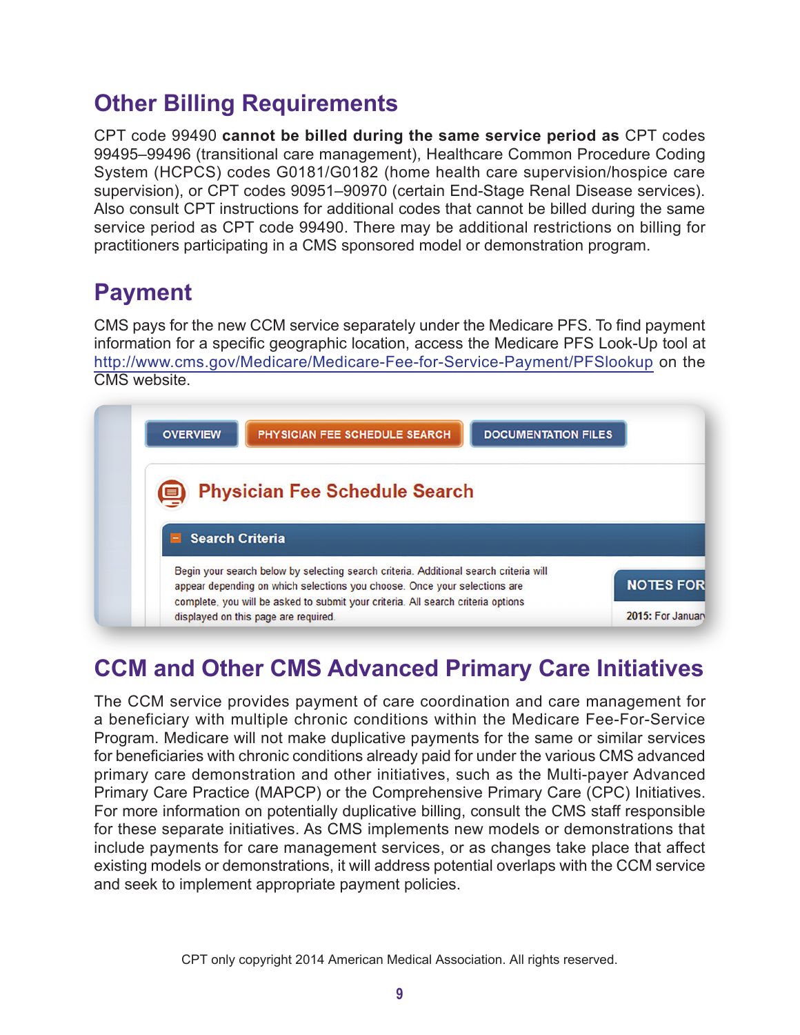## Other Billing Requirements

CPT code 99490 **cannot be billed during the same service period as** CPT codes 99495–99496 (transitional care management), Healthcare Common Procedure Coding System (HCPCS) codes G0181/G0182 (home health care supervision/hospice care supervision), or CPT codes 90951–90970 (certain End-Stage Renal Disease services). Also consult CPT instructions for additional codes that cannot be billed during the same service period as CPT code 99490. There may be additional restrictions on billing for practitioners participating in a CMS sponsored model or demonstration program.

## Payment

CMS pays for the new CCM service separately under the Medicare PFS. To find payment information for a specific geographic location, access the Medicare PFS Look-Up tool at http://www.cms.gov/Medicare/Medicare-Fee-for-Service-Payment/PFSlookup on the CMS website.

## CCM and Other CMS Advanced Primary Care Initiatives

The CCM service provides payment of care coordination and care management for a beneficiary with multiple chronic conditions within the Medicare Fee-For-Service Program. Medicare will not make duplicative payments for the same or similar services for beneficiaries with chronic conditions already paid for under the various CMS advanced primary care demonstration and other initiatives, such as the Multi-payer Advanced Primary Care Practice (MAPCP) or the Comprehensive Primary Care (CPC) Initiatives. For more information on potentially duplicative billing, consult the CMS staff responsible for these separate initiatives. As CMS implements new models or demonstrations that include payments for care management services, or as changes take place that affect existing models or demonstrations, it will address potential overlaps with the CCM service and seek to implement appropriate payment policies.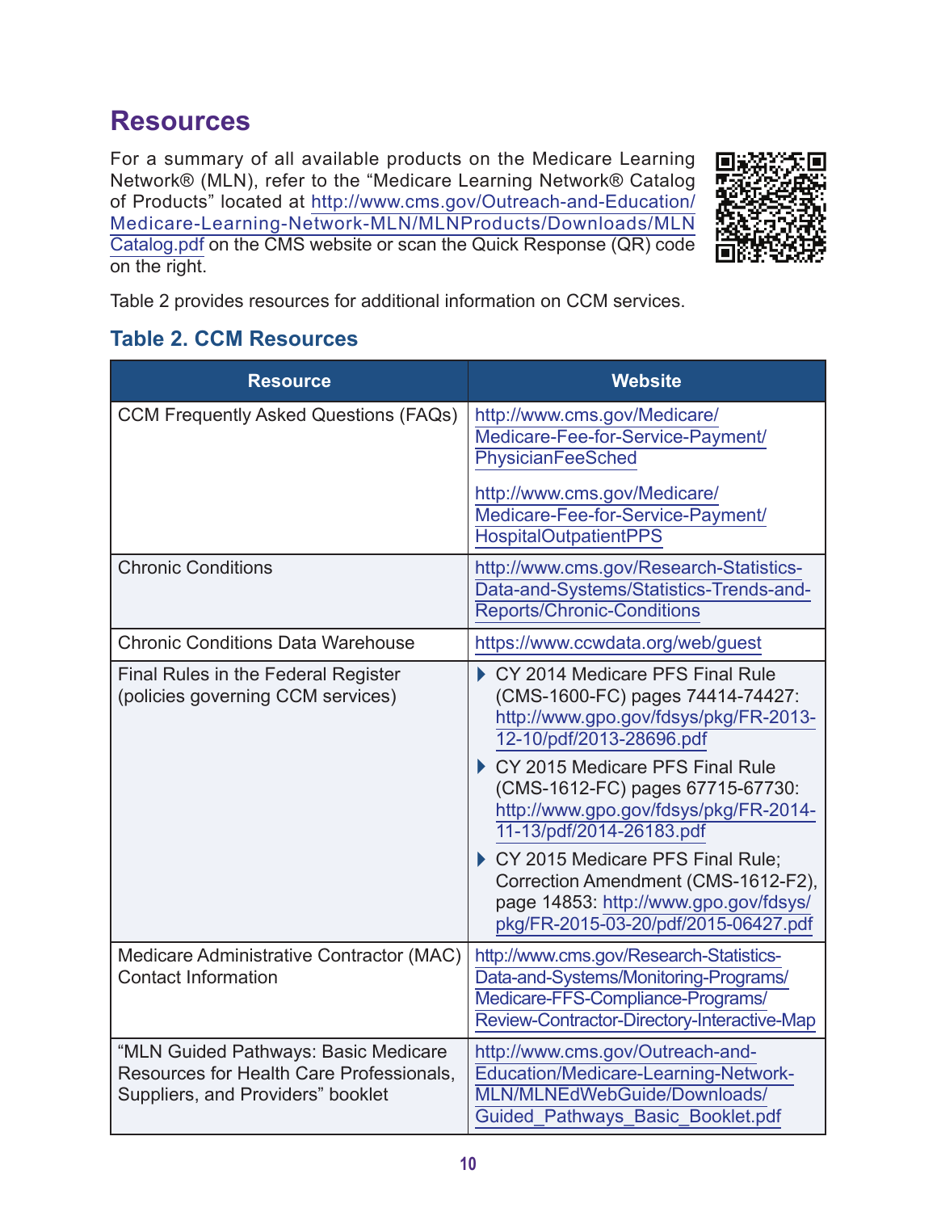## Resources

For a summary of all available products on the Medicare Learning Network® (MLN), refer to the "Medicare Learning Network® Catalog of Products" located at http://www.cms.gov/Outreach-and-Education/Medicare-Learning-Network-MLN/MLNProducts/Downloads/MLNCatalog.pdf on the CMS website or scan the Quick Response (QR) code on the right.

Table 2 provides resources for additional information on CCM services.

### Table 2. CCM Resources

| Resource | Website |
| --- | --- |
| CCM Frequently Asked Questions (FAQs) | http://www.cms.gov/Medicare/Medicare-Fee-for-Service-Payment/PhysicianFeeSched<br><br>http://www.cms.gov/Medicare/Medicare-Fee-for-Service-Payment/HospitalOutpatientPPS |
| Chronic Conditions | http://www.cms.gov/Research-Statistics-Data-and-Systems/Statistics-Trends-and-Reports/Chronic-Conditions |
| Chronic Conditions Data Warehouse | https://www.ccwdata.org/web/guest |
| Final Rules in the Federal Register (policies governing CCM services) | ▶ CY 2014 Medicare PFS Final Rule (CMS-1600-FC) pages 74414-74427: http://www.gpo.gov/fdsys/pkg/FR-2013-12-10/pdf/2013-28696.pdf<br>▶ CY 2015 Medicare PFS Final Rule (CMS-1612-FC) pages 67715-67730: http://www.gpo.gov/fdsys/pkg/FR-2014-11-13/pdf/2014-26183.pdf<br>▶ CY 2015 Medicare PFS Final Rule; Correction Amendment (CMS-1612-F2), page 14853: http://www.gpo.gov/fdsys/pkg/FR-2015-03-20/pdf/2015-06427.pdf |
| Medicare Administrative Contractor (MAC) Contact Information | http://www.cms.gov/Research-Statistics-Data-and-Systems/Monitoring-Programs/Medicare-FFS-Compliance-Programs/Review-Contractor-Directory-Interactive-Map |
| "MLN Guided Pathways: Basic Medicare Resources for Health Care Professionals, Suppliers, and Providers" booklet | http://www.cms.gov/Outreach-and-Education/Medicare-Learning-Network-MLN/MLNEdWebGuide/Downloads/Guided_Pathways_Basic_Booklet.pdf |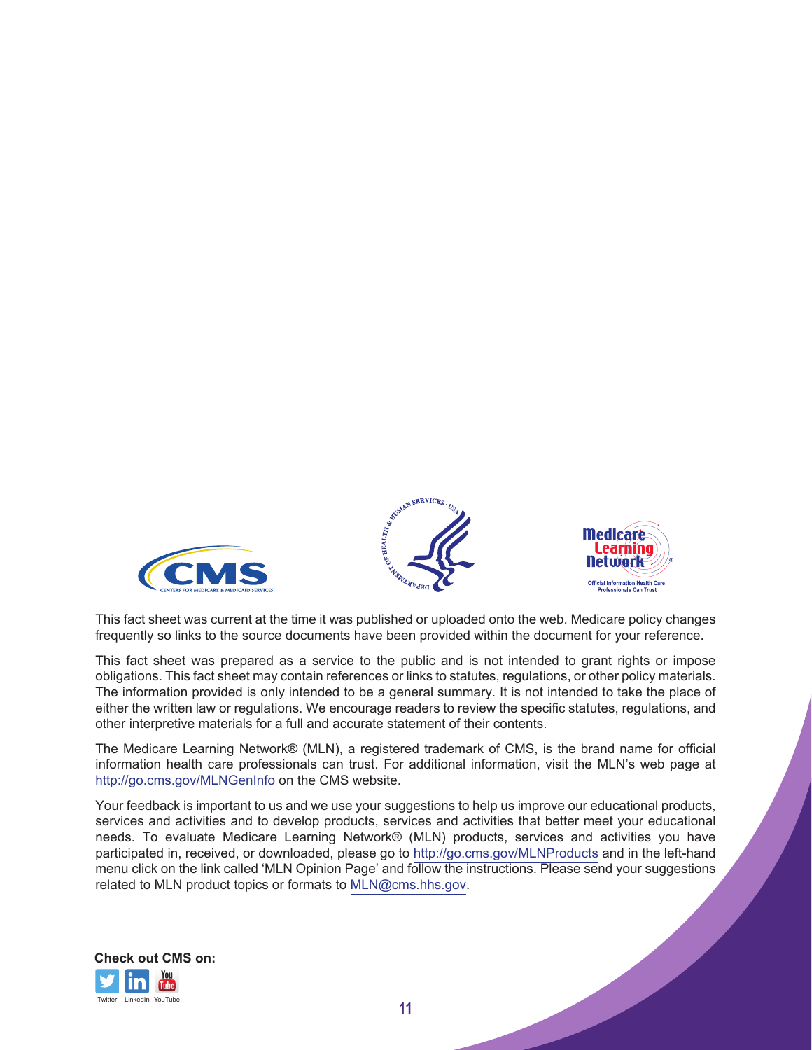This fact sheet was current at the time it was published or uploaded onto the web. Medicare policy changes frequently so links to the source documents have been provided within the document for your reference.

This fact sheet was prepared as a service to the public and is not intended to grant rights or impose obligations. This fact sheet may contain references or links to statutes, regulations, or other policy materials. The information provided is only intended to be a general summary. It is not intended to take the place of either the written law or regulations. We encourage readers to review the specific statutes, regulations, and other interpretive materials for a full and accurate statement of their contents.

The Medicare Learning Network® (MLN), a registered trademark of CMS, is the brand name for official information health care professionals can trust. For additional information, visit the MLN's web page at http://go.cms.gov/MLNGenInfo on the CMS website.

Your feedback is important to us and we use your suggestions to help us improve our educational products, services and activities and to develop products, services and activities that better meet your educational needs. To evaluate Medicare Learning Network® (MLN) products, services and activities you have participated in, received, or downloaded, please go to http://go.cms.gov/MLNProducts and in the left-hand menu click on the link called 'MLN Opinion Page' and follow the instructions. Please send your suggestions related to MLN product topics or formats to MLN@cms.hhs.gov.

**Check out CMS on:**

Twitter LinkedIn YouTube